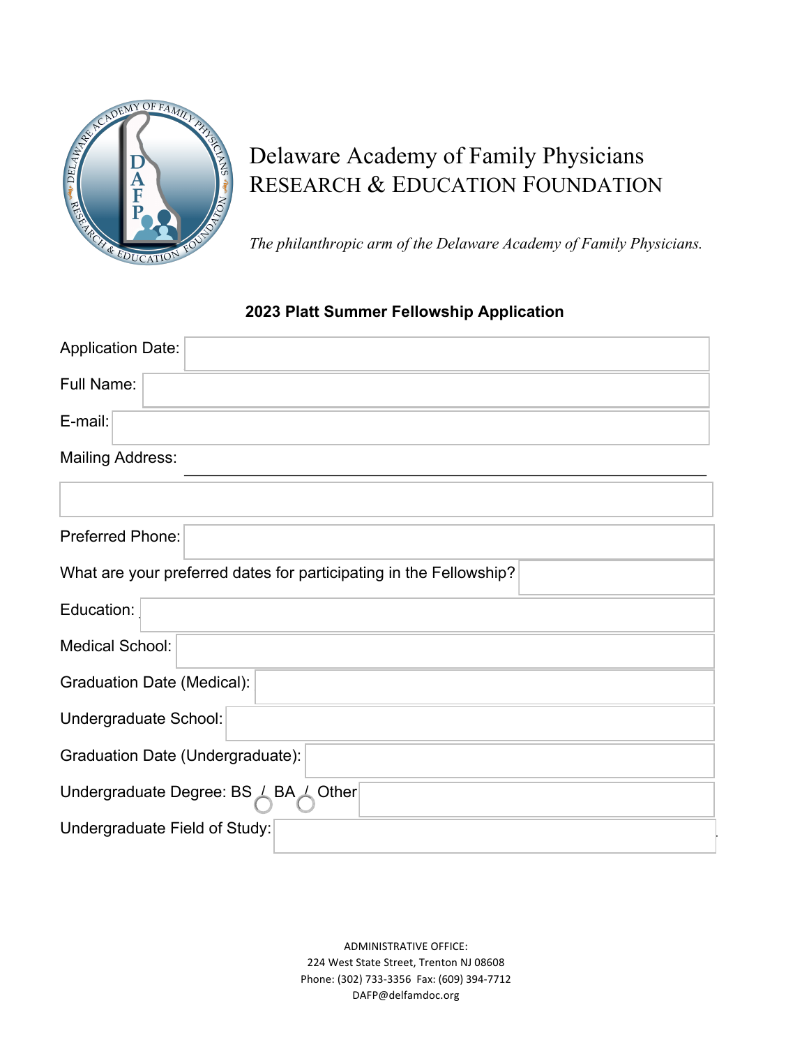# Delaware Academy of Family Physicians
## RESEARCH & EDUCATION FOUNDATION

*The philanthropic arm of the Delaware Academy of Family Physicians.*

**2023 Platt Summer Fellowship Application**

Application Date:

Full Name:

E-mail:

Mailing Address:

Preferred Phone:

What are your preferred dates for participating in the Fellowship?

Education:

Medical School:

Graduation Date (Medical):

Undergraduate School:

Graduation Date (Undergraduate):

Undergraduate Degree: BS / BA / Other

Undergraduate Field of Study:

ADMINISTRATIVE OFFICE:
224 West State Street, Trenton NJ 08608
Phone: (302) 733-3356 Fax: (609) 394-7712
DAFP@delfamdoc.org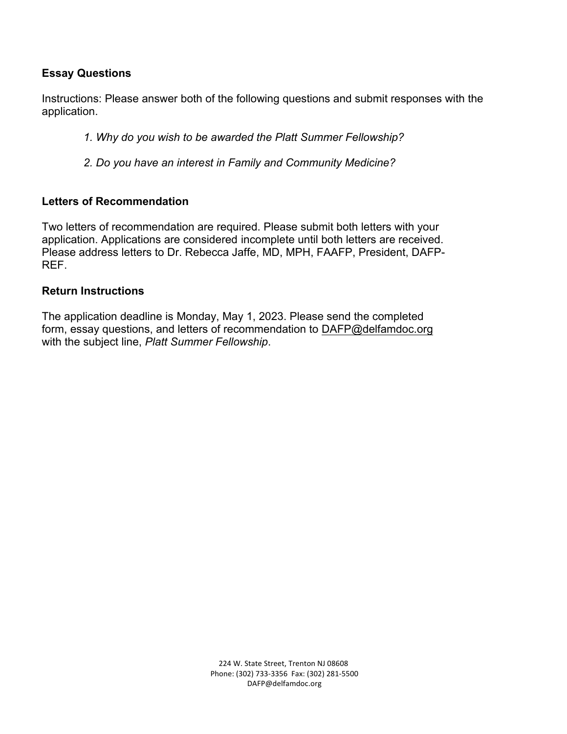**Essay Questions**

Instructions: Please answer both of the following questions and submit responses with the application.

*1. Why do you wish to be awarded the Platt Summer Fellowship?*

*2. Do you have an interest in Family and Community Medicine?*

**Letters of Recommendation**

Two letters of recommendation are required. Please submit both letters with your application. Applications are considered incomplete until both letters are received. Please address letters to Dr. Rebecca Jaffe, MD, MPH, FAAFP, President, DAFP-REF.

**Return Instructions**

The application deadline is Monday, May 1, 2023. Please send the completed form, essay questions, and letters of recommendation to DAFP@delfamdoc.org with the subject line, *Platt Summer Fellowship*.

224 W. State Street, Trenton NJ 08608
Phone: (302) 733-3356 Fax: (302) 281-5500
DAFP@delfamdoc.org